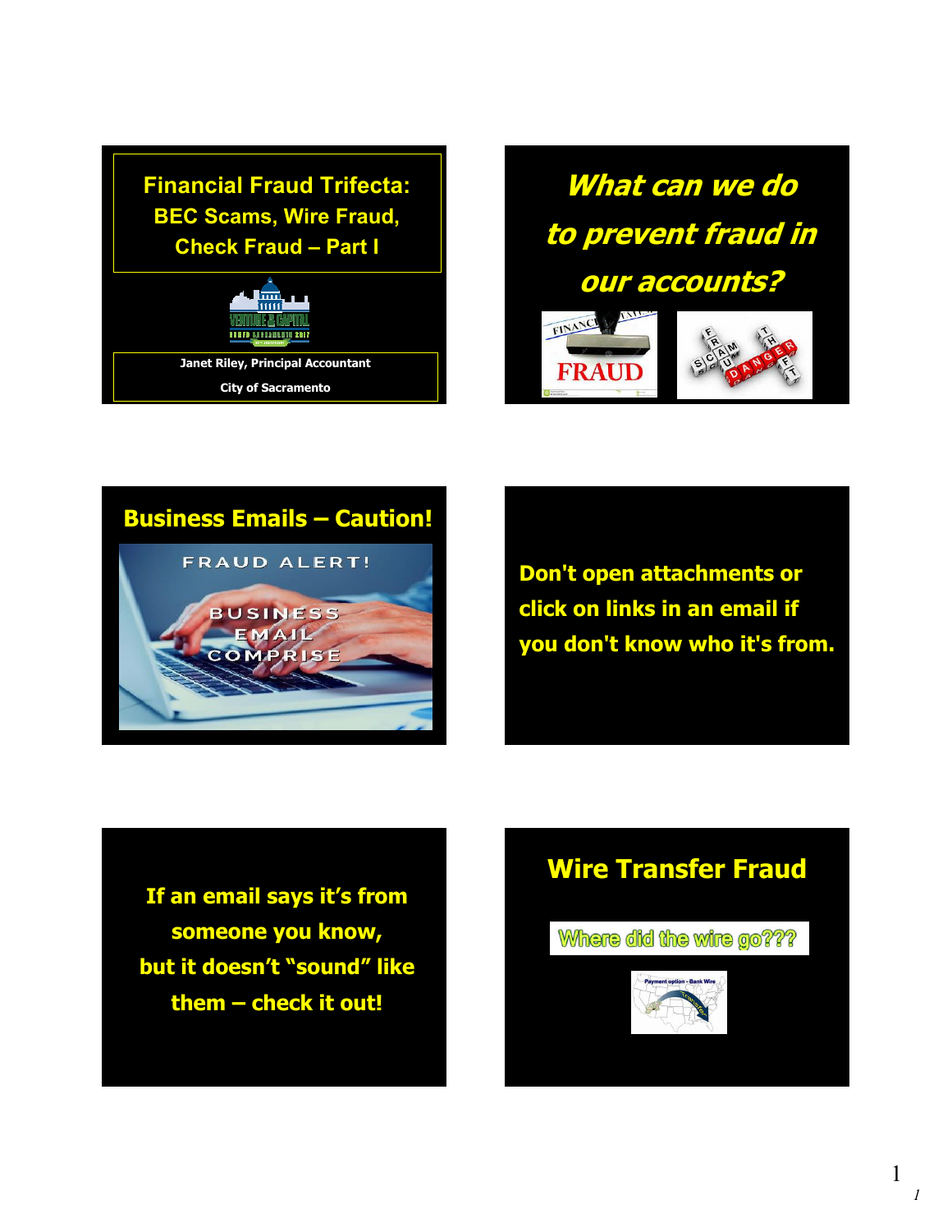# Financial Fraud Trifecta: BEC Scams, Wire Fraud, Check Fraud – Part I

Janet Riley, Principal Accountant

City of Sacramento

## *What can we do to prevent fraud in our accounts?*

## Business Emails – Caution!

FRAUD ALERT!

BUSINESS EMAIL COMPRISE

**Don't open attachments or click on links in an email if you don't know who it's from.**

**If an email says it's from someone you know, but it doesn't "sound" like them – check it out!**

## Wire Transfer Fraud

Where did the wire go???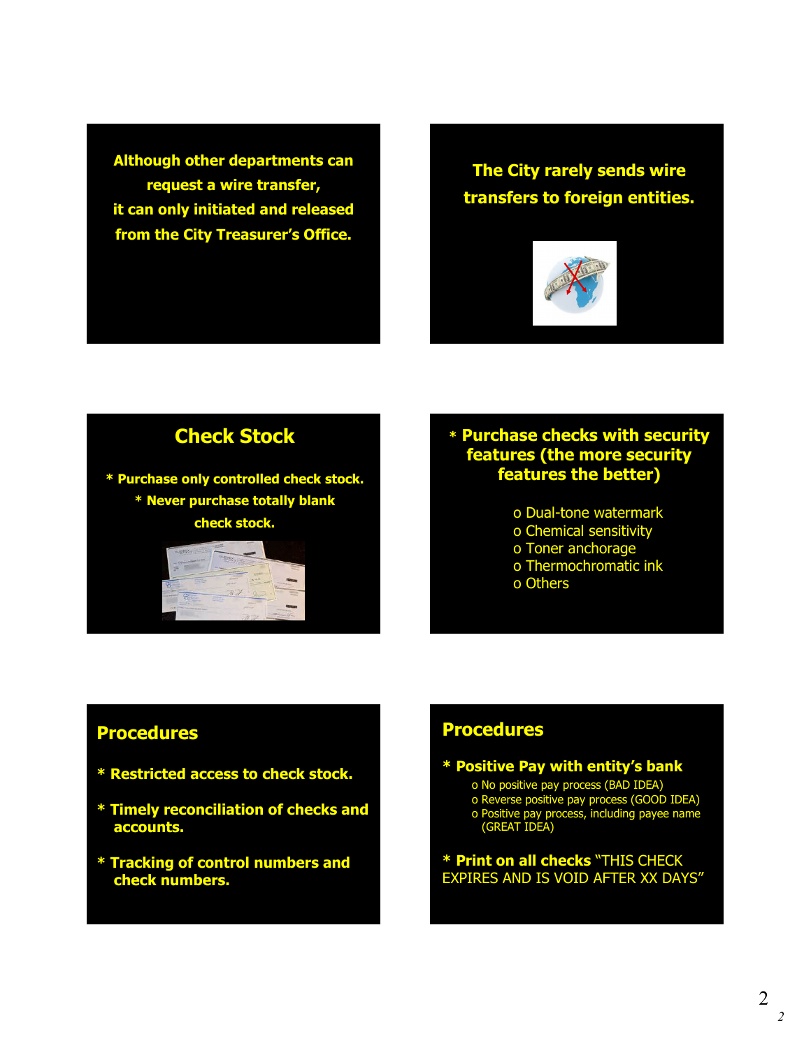Although other departments can request a wire transfer, it can only initiated and released from the City Treasurer's Office.

The City rarely sends wire transfers to foreign entities.

## Check Stock

* Purchase only controlled check stock.
* Never purchase totally blank check stock.

* Purchase checks with security features (the more security features the better)

  - o Dual-tone watermark
  - o Chemical sensitivity
  - o Toner anchorage
  - o Thermochromatic ink
  - o Others

## Procedures

* Restricted access to check stock.

* Timely reconciliation of checks and accounts.

* Tracking of control numbers and check numbers.

## Procedures

* Positive Pay with entity's bank
  - o No positive pay process (BAD IDEA)
  - o Reverse positive pay process (GOOD IDEA)
  - o Positive pay process, including payee name (GREAT IDEA)

* Print on all checks "THIS CHECK EXPIRES AND IS VOID AFTER XX DAYS"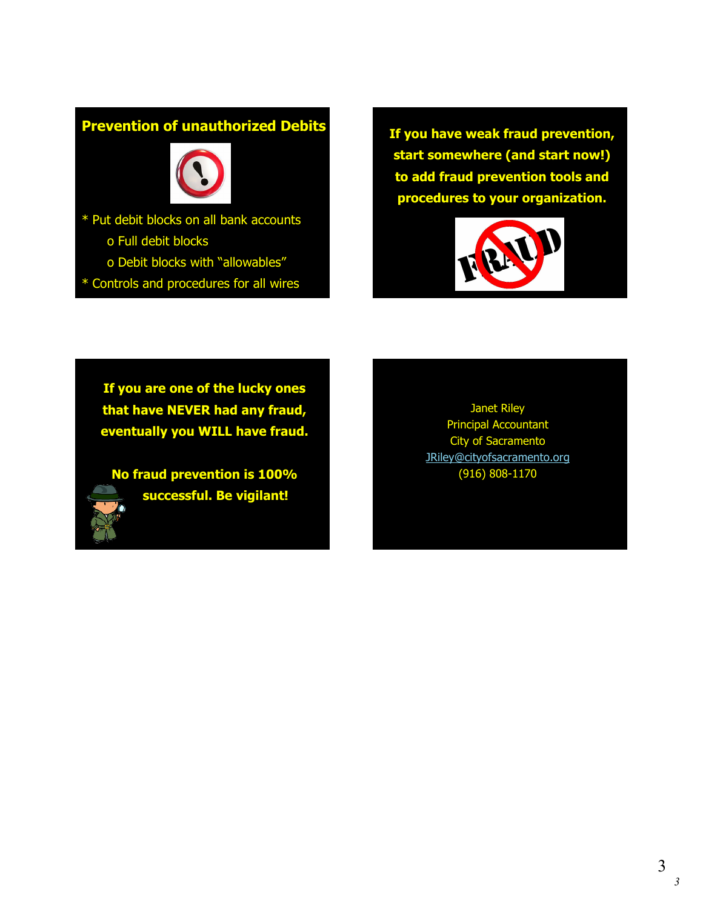## Prevention of unauthorized Debits

* Put debit blocks on all bank accounts
    o Full debit blocks
    o Debit blocks with "allowables"
* Controls and procedures for all wires

**If you have weak fraud prevention, start somewhere (and start now!) to add fraud prevention tools and procedures to your organization.**

**If you are one of the lucky ones that have NEVER had any fraud, eventually you WILL have fraud.**

**No fraud prevention is 100% successful. Be vigilant!**

Janet Riley
Principal Accountant
City of Sacramento
JRiley@cityofsacramento.org
(916) 808-1170